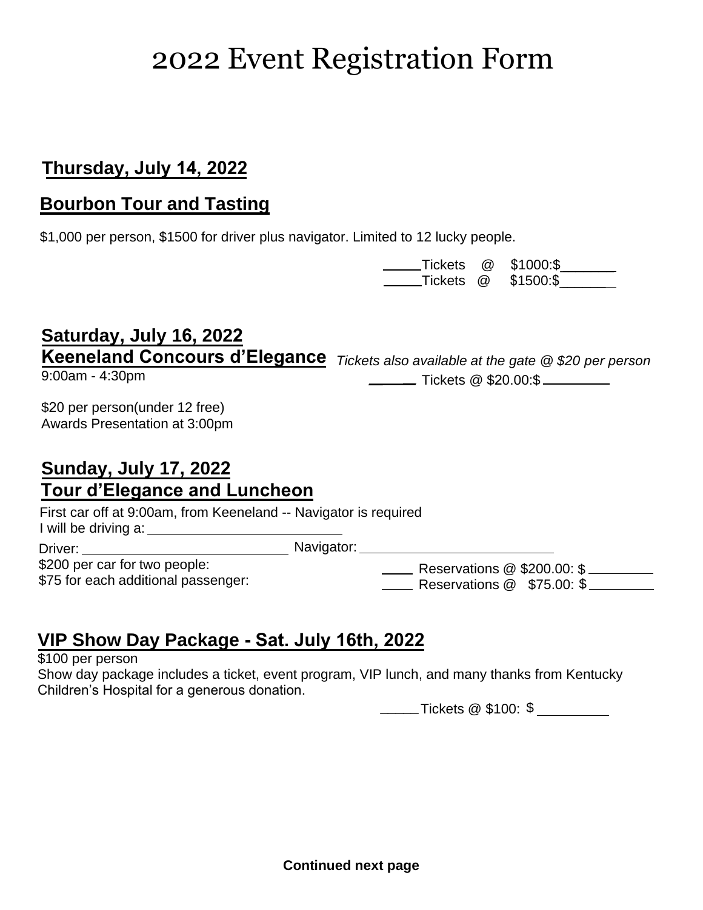# 2022 Event Registration Form

## Thursday, July 14, 2022

## Bourbon Tour and Tasting

$1,000 per person, $1500 for driver plus navigator. Limited to 12 lucky people.

_____Tickets @ $1000:$_______

_____Tickets @ $1500:$_______

## Saturday, July 16, 2022

## Keeneland Concours d'Elegance

*Tickets also available at the gate @ $20 per person*

9:00am - 4:30pm

_____ Tickets @ $20.00:$_________

$20 per person(under 12 free)

Awards Presentation at 3:00pm

## Sunday, July 17, 2022

## Tour d'Elegance and Luncheon

First car off at 9:00am, from Keeneland -- Navigator is required

I will be driving a: ______________________________

Driver: ______________________________ Navigator: ______________________________

$200 per car for two people:

$75 for each additional passenger:

____ Reservations @ $200.00: $_________

____ Reservations @ $75.00: $_________

## VIP Show Day Package - Sat. July 16th, 2022

$100 per person

Show day package includes a ticket, event program, VIP lunch, and many thanks from Kentucky Children's Hospital for a generous donation.

_____Tickets @ $100: $__________

**Continued next page**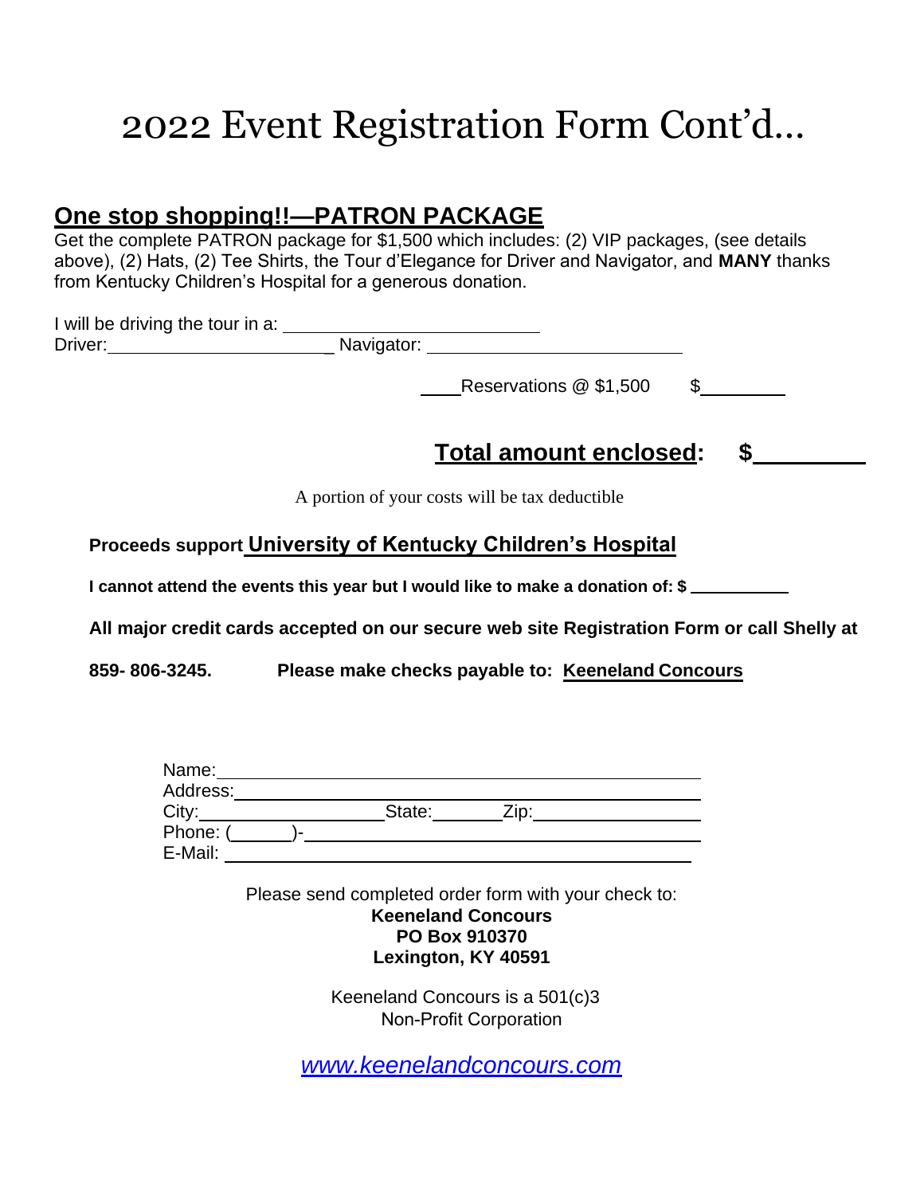# 2022 Event Registration Form Cont'd…

## One stop shopping!!—PATRON PACKAGE

Get the complete PATRON package for $1,500 which includes: (2) VIP packages, (see details above), (2) Hats, (2) Tee Shirts, the Tour d'Elegance for Driver and Navigator, and **MANY** thanks from Kentucky Children's Hospital for a generous donation.

I will be driving the tour in a: ___________________________

Driver: ________________________ Navigator: ___________________________

____Reservations @ $1,500 $_________

**Total amount enclosed: $_________**

A portion of your costs will be tax deductible

**Proceeds support University of Kentucky Children's Hospital**

**I cannot attend the events this year but I would like to make a donation of: $ ___________**

**All major credit cards accepted on our secure web site Registration Form or call Shelly at 859- 806-3245.**

**Please make checks payable to: Keeneland Concours**

Name: ________________________________________________

Address: ______________________________________________

City: ____________________ State: ________ Zip: __________________

Phone: (______)- _______________________________________

E-Mail: _______________________________________________

Please send completed order form with your check to:
**Keeneland Concours**
**PO Box 910370**
**Lexington, KY 40591**

Keeneland Concours is a 501(c)3
Non-Profit Corporation

*www.keenelandconcours.com*